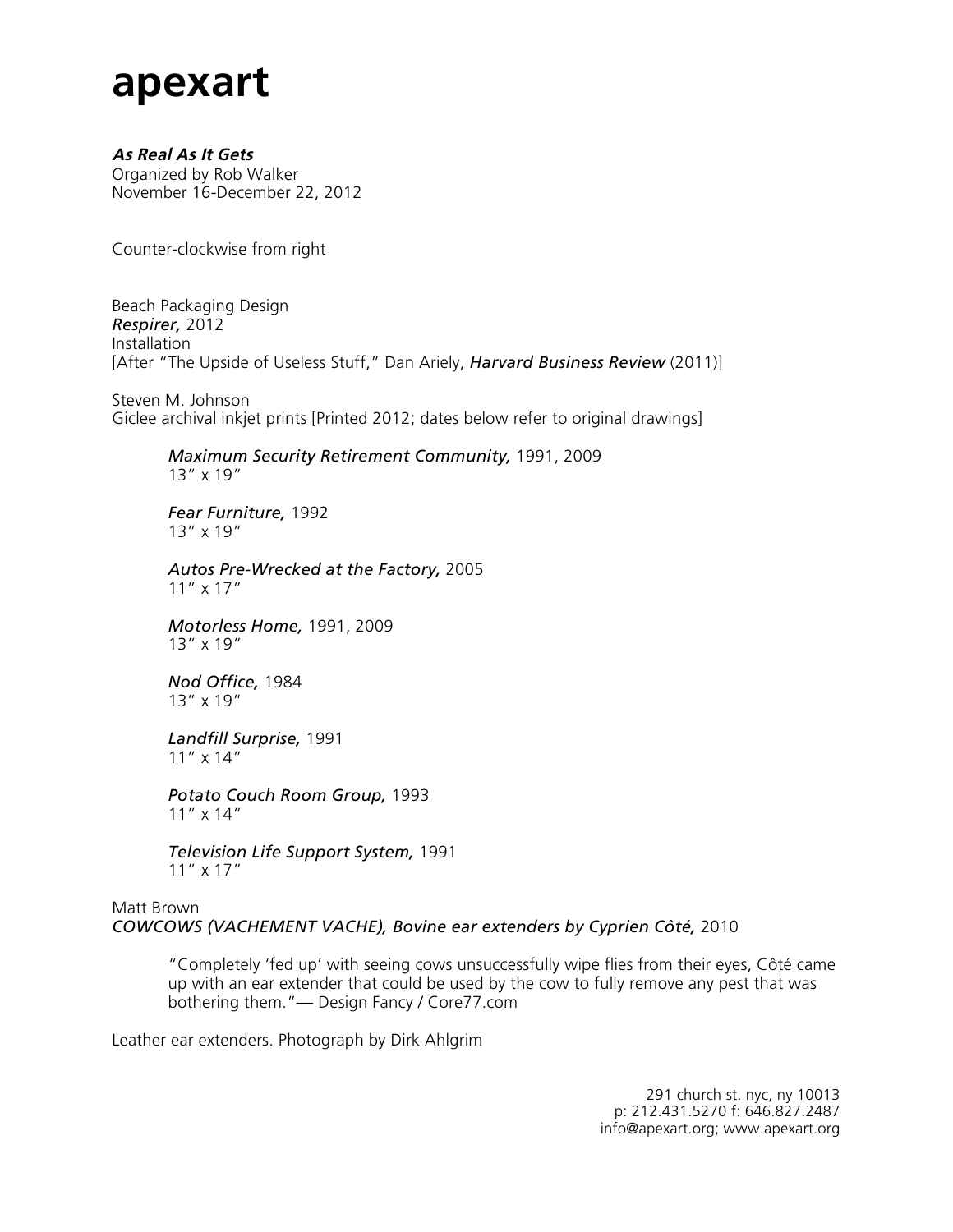# apexart

***As Real As It Gets***
Organized by Rob Walker
November 16-December 22, 2012

Counter-clockwise from right

Beach Packaging Design
***Respirer,*** 2012
Installation
[After "The Upside of Useless Stuff," Dan Ariely, ***Harvard Business Review*** (2011)]

Steven M. Johnson
Giclee archival inkjet prints [Printed 2012; dates below refer to original drawings]

> *Maximum Security Retirement Community,* 1991, 2009
> 13" x 19"
>
> *Fear Furniture,* 1992
> 13" x 19"
>
> *Autos Pre-Wrecked at the Factory,* 2005
> 11" x 17"
>
> *Motorless Home,* 1991, 2009
> 13" x 19"
>
> *Nod Office,* 1984
> 13" x 19"
>
> *Landfill Surprise,* 1991
> 11" x 14"
>
> *Potato Couch Room Group,* 1993
> 11" x 14"
>
> *Television Life Support System,* 1991
> 11" x 17"

Matt Brown
*COWCOWS (VACHEMENT VACHE), Bovine ear extenders by Cyprien Côté,* 2010

> "Completely 'fed up' with seeing cows unsuccessfully wipe flies from their eyes, Côté came up with an ear extender that could be used by the cow to fully remove any pest that was bothering them."— Design Fancy / Core77.com

Leather ear extenders. Photograph by Dirk Ahlgrim

291 church st. nyc, ny 10013
p: 212.431.5270 f: 646.827.2487
info@apexart.org; www.apexart.org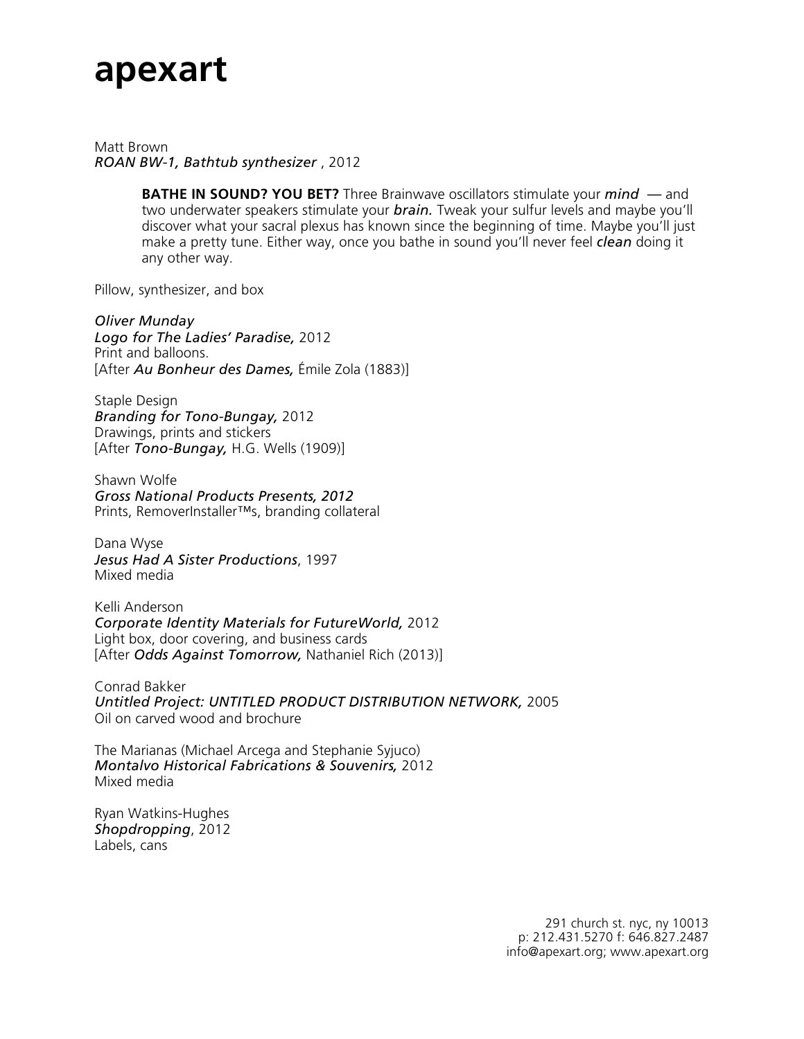# apexart

Matt Brown
***ROAN BW-1, Bathtub synthesizer*** , 2012

> **BATHE IN SOUND? YOU BET?** Three Brainwave oscillators stimulate your ***mind*** — and two underwater speakers stimulate your ***brain.*** Tweak your sulfur levels and maybe you'll discover what your sacral plexus has known since the beginning of time. Maybe you'll just make a pretty tune. Either way, once you bathe in sound you'll never feel ***clean*** doing it any other way.

Pillow, synthesizer, and box

*Oliver Munday*
***Logo for The Ladies' Paradise,*** 2012
Print and balloons.
[After ***Au Bonheur des Dames,*** Émile Zola (1883)]

Staple Design
***Branding for Tono-Bungay,*** 2012
Drawings, prints and stickers
[After ***Tono-Bungay,*** H.G. Wells (1909)]

Shawn Wolfe
***Gross National Products Presents, 2012***
Prints, RemoverInstaller™s, branding collateral

Dana Wyse
***Jesus Had A Sister Productions***, 1997
Mixed media

Kelli Anderson
***Corporate Identity Materials for FutureWorld,*** 2012
Light box, door covering, and business cards
[After ***Odds Against Tomorrow,*** Nathaniel Rich (2013)]

Conrad Bakker
***Untitled Project: UNTITLED PRODUCT DISTRIBUTION NETWORK,*** 2005
Oil on carved wood and brochure

The Marianas (Michael Arcega and Stephanie Syjuco)
***Montalvo Historical Fabrications & Souvenirs,*** 2012
Mixed media

Ryan Watkins-Hughes
***Shopdropping***, 2012
Labels, cans

291 church st. nyc, ny 10013
p: 212.431.5270 f: 646.827.2487
info@apexart.org; www.apexart.org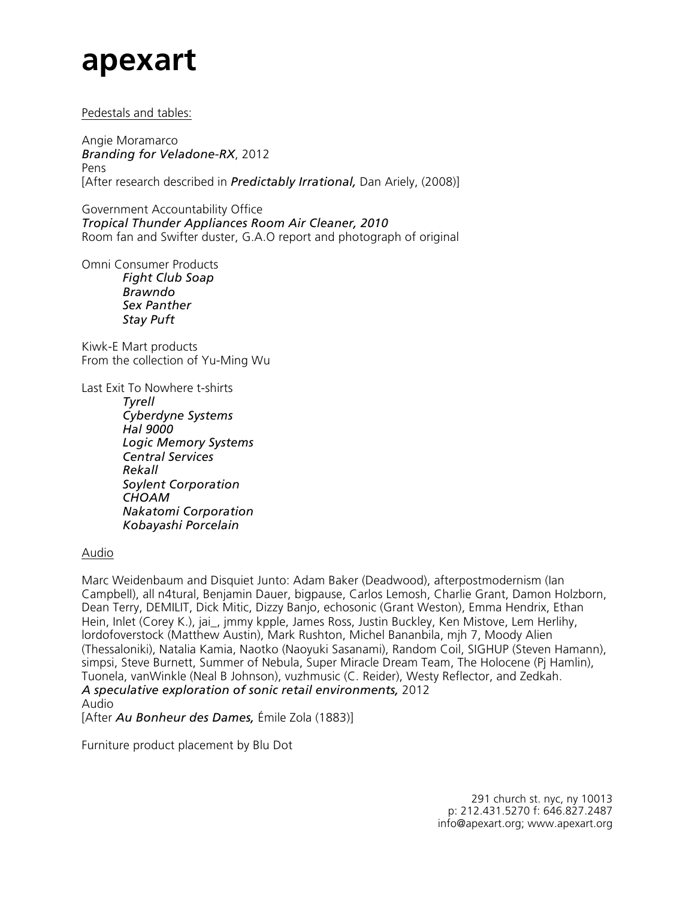# apexart

Pedestals and tables:

Angie Moramarco
***Branding for Veladone-RX***, 2012
Pens
[After research described in ***Predictably Irrational,*** Dan Ariely, (2008)]

Government Accountability Office
***Tropical Thunder Appliances Room Air Cleaner, 2010***
Room fan and Swifter duster, G.A.O report and photograph of original

Omni Consumer Products
*Fight Club Soap*
*Brawndo*
*Sex Panther*
*Stay Puft*

Kiwk-E Mart products
From the collection of Yu-Ming Wu

Last Exit To Nowhere t-shirts
*Tyrell*
*Cyberdyne Systems*
*Hal 9000*
*Logic Memory Systems*
*Central Services*
*Rekall*
*Soylent Corporation*
*CHOAM*
*Nakatomi Corporation*
*Kobayashi Porcelain*

Audio

Marc Weidenbaum and Disquiet Junto: Adam Baker (Deadwood), afterpostmodernism (Ian Campbell), all n4tural, Benjamin Dauer, bigpause, Carlos Lemosh, Charlie Grant, Damon Holzborn, Dean Terry, DEMILIT, Dick Mitic, Dizzy Banjo, echosonic (Grant Weston), Emma Hendrix, Ethan Hein, Inlet (Corey K.), jai_, jmmy kpple, James Ross, Justin Buckley, Ken Mistove, Lem Herlihy, lordofoverstock (Matthew Austin), Mark Rushton, Michel Bananbila, mjh 7, Moody Alien (Thessaloniki), Natalia Kamia, Naotko (Naoyuki Sasanami), Random Coil, SIGHUP (Steven Hamann), simpsi, Steve Burnett, Summer of Nebula, Super Miracle Dream Team, The Holocene (Pj Hamlin), Tuonela, vanWinkle (Neal B Johnson), vuzhmusic (C. Reider), Westy Reflector, and Zedkah.
***A speculative exploration of sonic retail environments,*** 2012
Audio
[After ***Au Bonheur des Dames,*** Émile Zola (1883)]

Furniture product placement by Blu Dot

291 church st. nyc, ny 10013
p: 212.431.5270 f: 646.827.2487
info@apexart.org; www.apexart.org